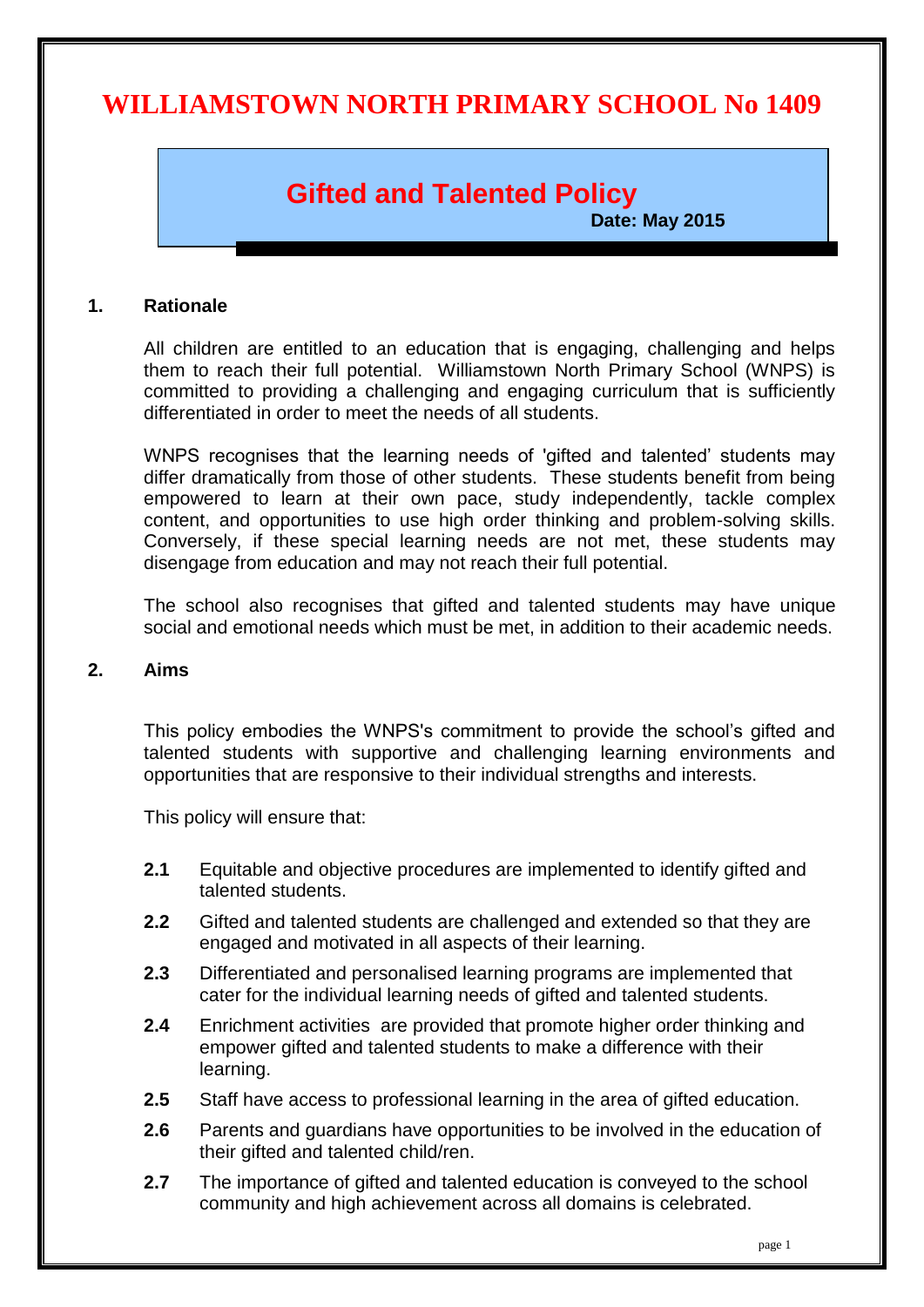# WILLIAMSTOWN NORTH PRIMARY SCHOOL No 1409

## Gifted and Talented Policy

**Date: May 2015**

### 1. Rationale

All children are entitled to an education that is engaging, challenging and helps them to reach their full potential. Williamstown North Primary School (WNPS) is committed to providing a challenging and engaging curriculum that is sufficiently differentiated in order to meet the needs of all students.

WNPS recognises that the learning needs of 'gifted and talented' students may differ dramatically from those of other students. These students benefit from being empowered to learn at their own pace, study independently, tackle complex content, and opportunities to use high order thinking and problem-solving skills. Conversely, if these special learning needs are not met, these students may disengage from education and may not reach their full potential.

The school also recognises that gifted and talented students may have unique social and emotional needs which must be met, in addition to their academic needs.

### 2. Aims

This policy embodies the WNPS's commitment to provide the school's gifted and talented students with supportive and challenging learning environments and opportunities that are responsive to their individual strengths and interests.

This policy will ensure that:

- **2.1** Equitable and objective procedures are implemented to identify gifted and talented students.
- **2.2** Gifted and talented students are challenged and extended so that they are engaged and motivated in all aspects of their learning.
- **2.3** Differentiated and personalised learning programs are implemented that cater for the individual learning needs of gifted and talented students.
- **2.4** Enrichment activities are provided that promote higher order thinking and empower gifted and talented students to make a difference with their learning.
- **2.5** Staff have access to professional learning in the area of gifted education.
- **2.6** Parents and guardians have opportunities to be involved in the education of their gifted and talented child/ren.
- **2.7** The importance of gifted and talented education is conveyed to the school community and high achievement across all domains is celebrated.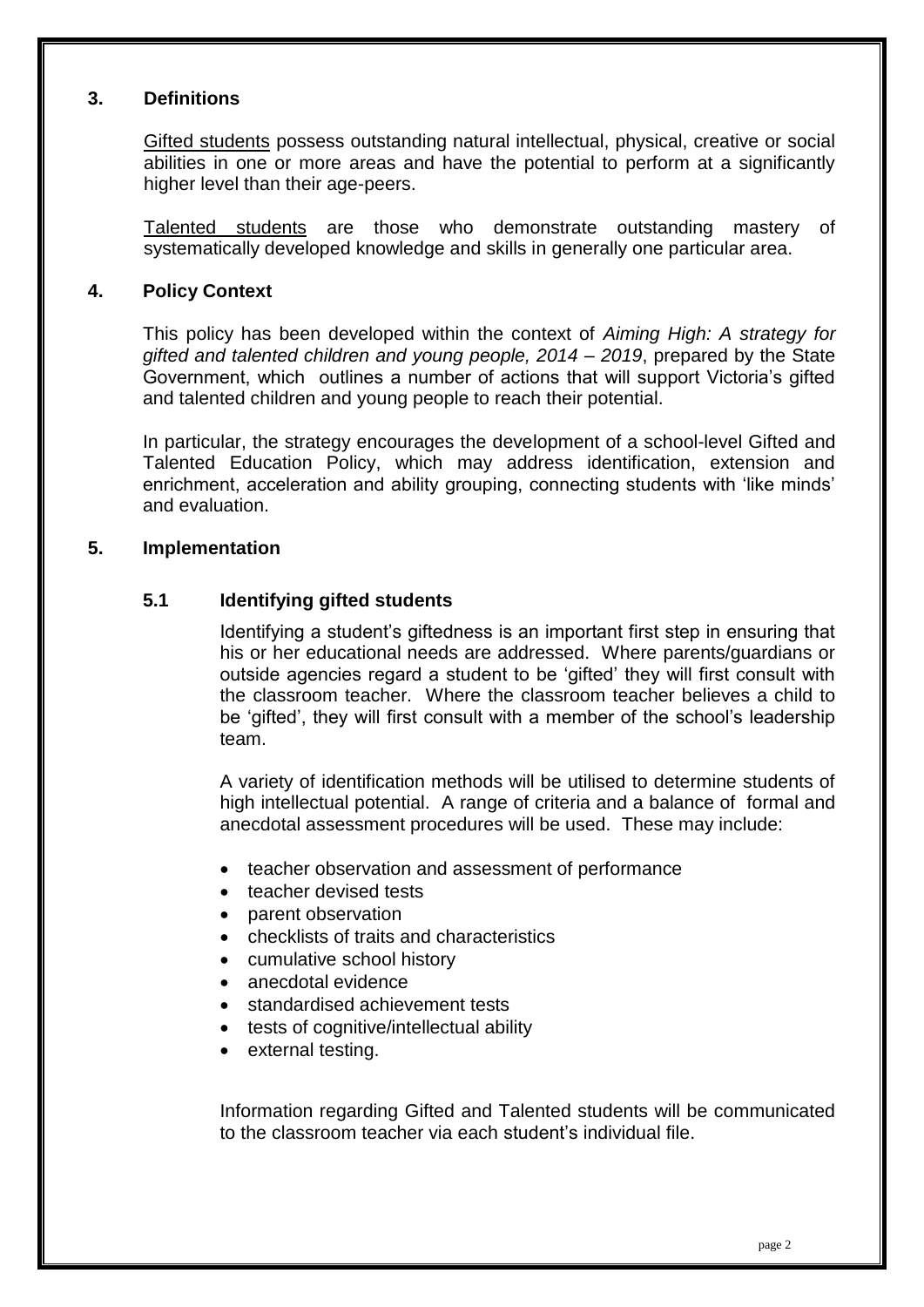## 3. Definitions

Gifted students possess outstanding natural intellectual, physical, creative or social abilities in one or more areas and have the potential to perform at a significantly higher level than their age-peers.

Talented students are those who demonstrate outstanding mastery of systematically developed knowledge and skills in generally one particular area.

## 4. Policy Context

This policy has been developed within the context of *Aiming High: A strategy for gifted and talented children and young people, 2014 – 2019*, prepared by the State Government, which outlines a number of actions that will support Victoria's gifted and talented children and young people to reach their potential.

In particular, the strategy encourages the development of a school-level Gifted and Talented Education Policy, which may address identification, extension and enrichment, acceleration and ability grouping, connecting students with 'like minds' and evaluation.

## 5. Implementation

### 5.1 Identifying gifted students

Identifying a student's giftedness is an important first step in ensuring that his or her educational needs are addressed. Where parents/guardians or outside agencies regard a student to be 'gifted' they will first consult with the classroom teacher. Where the classroom teacher believes a child to be 'gifted', they will first consult with a member of the school's leadership team.

A variety of identification methods will be utilised to determine students of high intellectual potential. A range of criteria and a balance of formal and anecdotal assessment procedures will be used. These may include:

- teacher observation and assessment of performance
- teacher devised tests
- parent observation
- checklists of traits and characteristics
- cumulative school history
- anecdotal evidence
- standardised achievement tests
- tests of cognitive/intellectual ability
- external testing.

Information regarding Gifted and Talented students will be communicated to the classroom teacher via each student's individual file.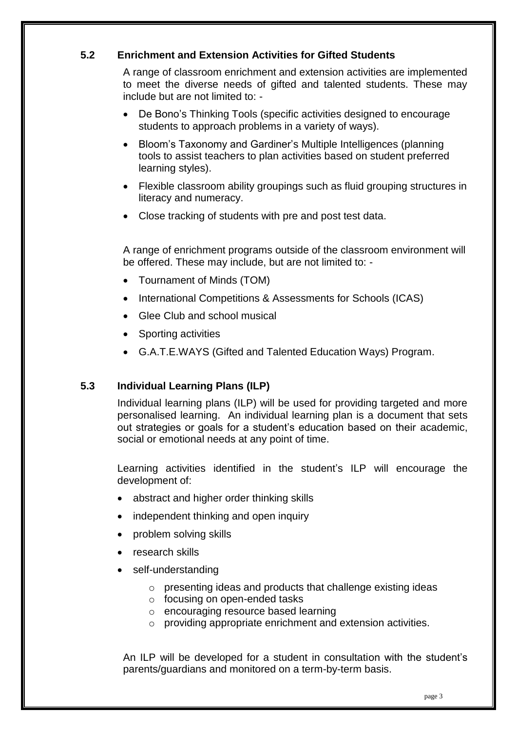### 5.2 Enrichment and Extension Activities for Gifted Students

A range of classroom enrichment and extension activities are implemented to meet the diverse needs of gifted and talented students. These may include but are not limited to: -

- De Bono's Thinking Tools (specific activities designed to encourage students to approach problems in a variety of ways).
- Bloom's Taxonomy and Gardiner's Multiple Intelligences (planning tools to assist teachers to plan activities based on student preferred learning styles).
- Flexible classroom ability groupings such as fluid grouping structures in literacy and numeracy.
- Close tracking of students with pre and post test data.

A range of enrichment programs outside of the classroom environment will be offered. These may include, but are not limited to: -

- Tournament of Minds (TOM)
- International Competitions & Assessments for Schools (ICAS)
- Glee Club and school musical
- Sporting activities
- G.A.T.E.WAYS (Gifted and Talented Education Ways) Program.

### 5.3 Individual Learning Plans (ILP)

Individual learning plans (ILP) will be used for providing targeted and more personalised learning. An individual learning plan is a document that sets out strategies or goals for a student's education based on their academic, social or emotional needs at any point of time.

Learning activities identified in the student's ILP will encourage the development of:

- abstract and higher order thinking skills
- independent thinking and open inquiry
- problem solving skills
- research skills
- self-understanding
    - presenting ideas and products that challenge existing ideas
    - focusing on open-ended tasks
    - encouraging resource based learning
    - providing appropriate enrichment and extension activities.

An ILP will be developed for a student in consultation with the student's parents/guardians and monitored on a term-by-term basis.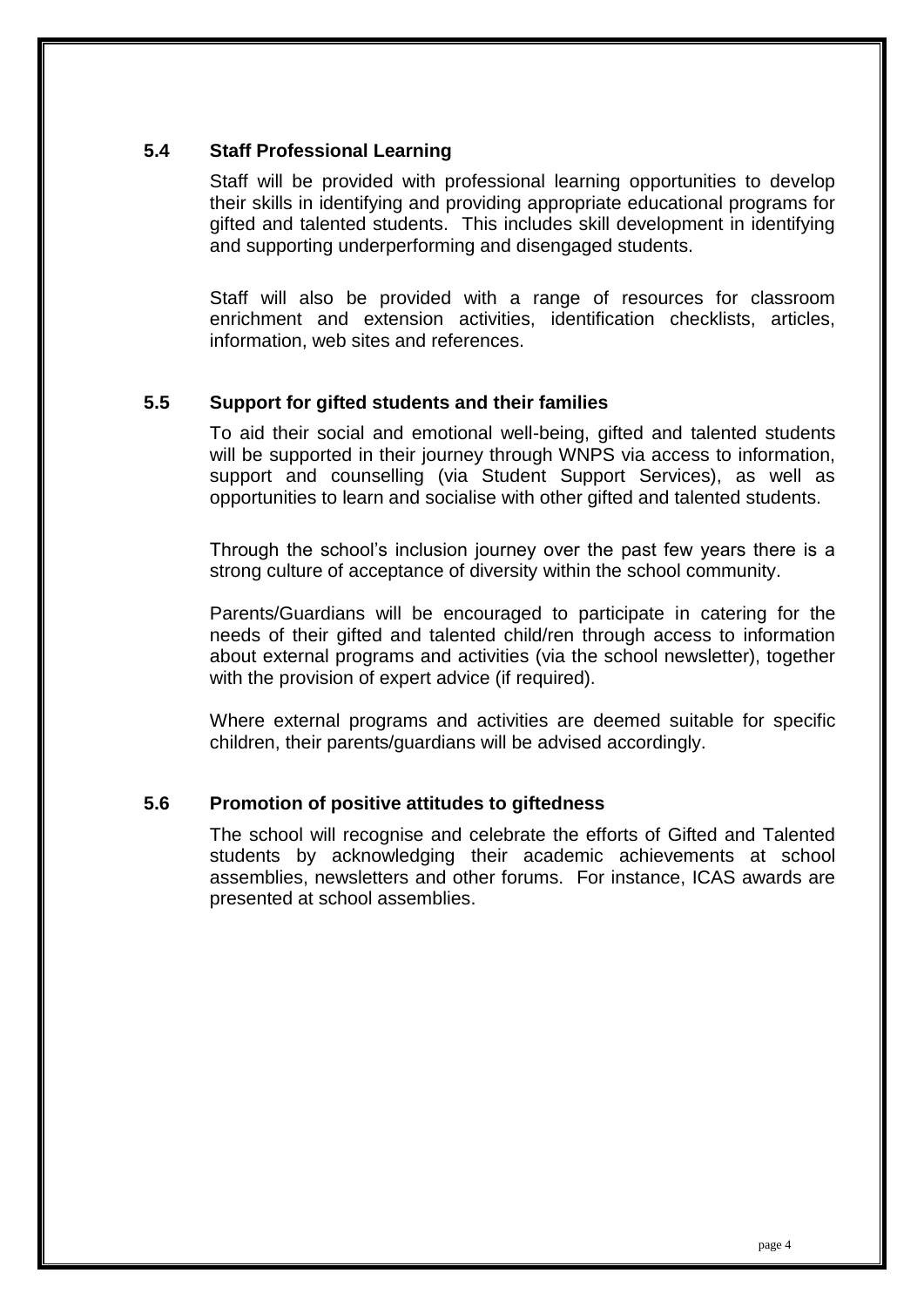### 5.4 Staff Professional Learning

Staff will be provided with professional learning opportunities to develop their skills in identifying and providing appropriate educational programs for gifted and talented students. This includes skill development in identifying and supporting underperforming and disengaged students.

Staff will also be provided with a range of resources for classroom enrichment and extension activities, identification checklists, articles, information, web sites and references.

### 5.5 Support for gifted students and their families

To aid their social and emotional well-being, gifted and talented students will be supported in their journey through WNPS via access to information, support and counselling (via Student Support Services), as well as opportunities to learn and socialise with other gifted and talented students.

Through the school's inclusion journey over the past few years there is a strong culture of acceptance of diversity within the school community.

Parents/Guardians will be encouraged to participate in catering for the needs of their gifted and talented child/ren through access to information about external programs and activities (via the school newsletter), together with the provision of expert advice (if required).

Where external programs and activities are deemed suitable for specific children, their parents/guardians will be advised accordingly.

### 5.6 Promotion of positive attitudes to giftedness

The school will recognise and celebrate the efforts of Gifted and Talented students by acknowledging their academic achievements at school assemblies, newsletters and other forums. For instance, ICAS awards are presented at school assemblies.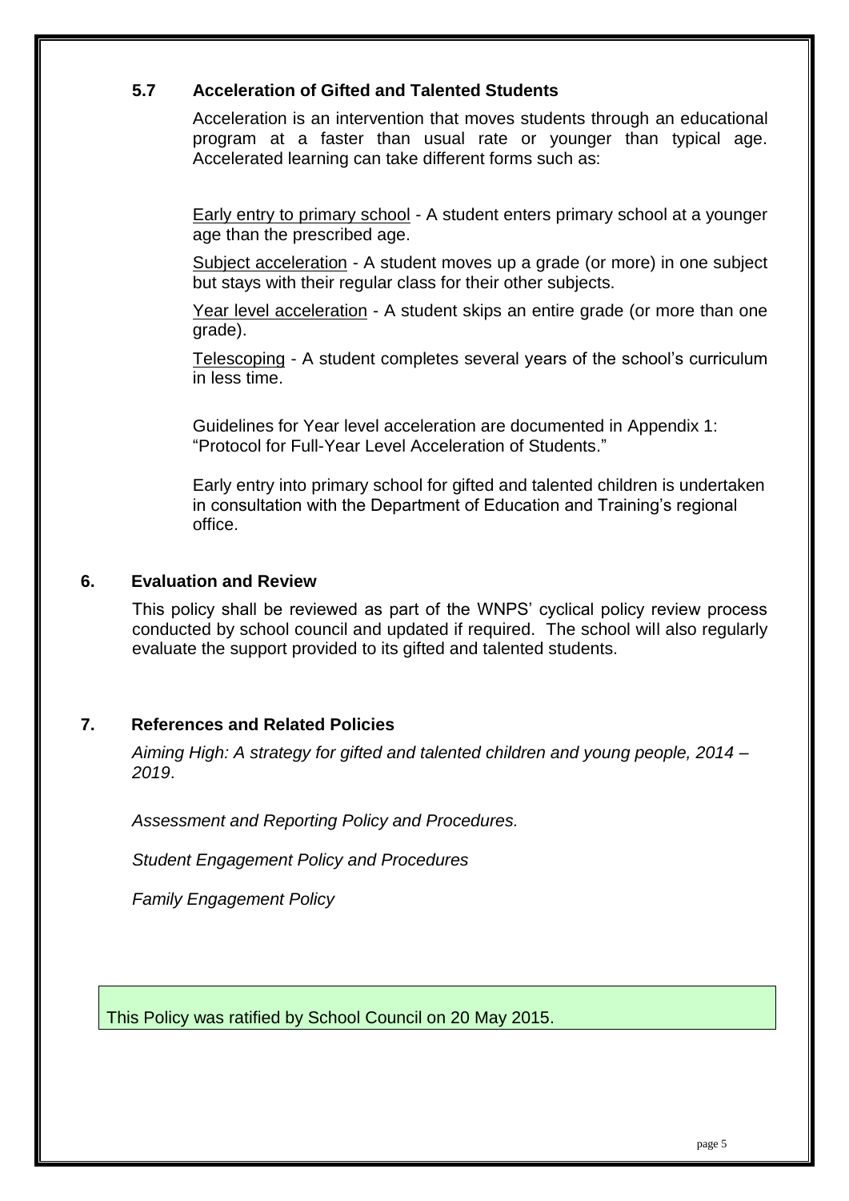### 5.7 Acceleration of Gifted and Talented Students

Acceleration is an intervention that moves students through an educational program at a faster than usual rate or younger than typical age. Accelerated learning can take different forms such as:

Early entry to primary school - A student enters primary school at a younger age than the prescribed age.

Subject acceleration - A student moves up a grade (or more) in one subject but stays with their regular class for their other subjects.

Year level acceleration - A student skips an entire grade (or more than one grade).

Telescoping - A student completes several years of the school's curriculum in less time.

Guidelines for Year level acceleration are documented in Appendix 1: "Protocol for Full-Year Level Acceleration of Students."

Early entry into primary school for gifted and talented children is undertaken in consultation with the Department of Education and Training's regional office.

## 6. Evaluation and Review

This policy shall be reviewed as part of the WNPS' cyclical policy review process conducted by school council and updated if required. The school will also regularly evaluate the support provided to its gifted and talented students.

## 7. References and Related Policies

*Aiming High: A strategy for gifted and talented children and young people, 2014 – 2019*.

*Assessment and Reporting Policy and Procedures.*

*Student Engagement Policy and Procedures*

*Family Engagement Policy*

This Policy was ratified by School Council on 20 May 2015.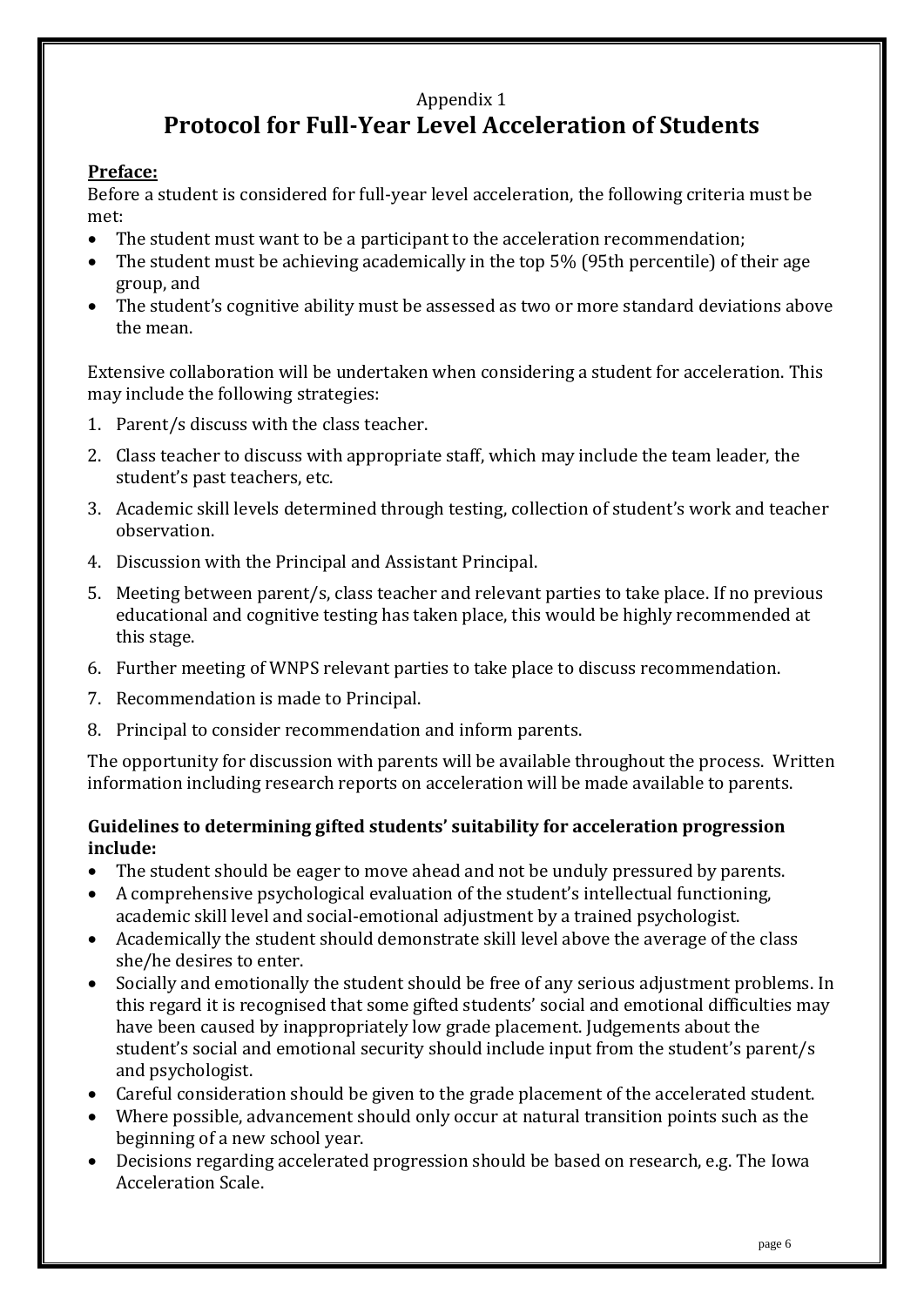Appendix 1

# Protocol for Full-Year Level Acceleration of Students

**Preface:**

Before a student is considered for full-year level acceleration, the following criteria must be met:

- The student must want to be a participant to the acceleration recommendation;
- The student must be achieving academically in the top 5% (95th percentile) of their age group, and
- The student's cognitive ability must be assessed as two or more standard deviations above the mean.

Extensive collaboration will be undertaken when considering a student for acceleration. This may include the following strategies:

1. Parent/s discuss with the class teacher.
2. Class teacher to discuss with appropriate staff, which may include the team leader, the student's past teachers, etc.
3. Academic skill levels determined through testing, collection of student's work and teacher observation.
4. Discussion with the Principal and Assistant Principal.
5. Meeting between parent/s, class teacher and relevant parties to take place. If no previous educational and cognitive testing has taken place, this would be highly recommended at this stage.
6. Further meeting of WNPS relevant parties to take place to discuss recommendation.
7. Recommendation is made to Principal.
8. Principal to consider recommendation and inform parents.

The opportunity for discussion with parents will be available throughout the process. Written information including research reports on acceleration will be made available to parents.

**Guidelines to determining gifted students' suitability for acceleration progression include:**

- The student should be eager to move ahead and not be unduly pressured by parents.
- A comprehensive psychological evaluation of the student's intellectual functioning, academic skill level and social-emotional adjustment by a trained psychologist.
- Academically the student should demonstrate skill level above the average of the class she/he desires to enter.
- Socially and emotionally the student should be free of any serious adjustment problems. In this regard it is recognised that some gifted students' social and emotional difficulties may have been caused by inappropriately low grade placement. Judgements about the student's social and emotional security should include input from the student's parent/s and psychologist.
- Careful consideration should be given to the grade placement of the accelerated student.
- Where possible, advancement should only occur at natural transition points such as the beginning of a new school year.
- Decisions regarding accelerated progression should be based on research, e.g. The Iowa Acceleration Scale.